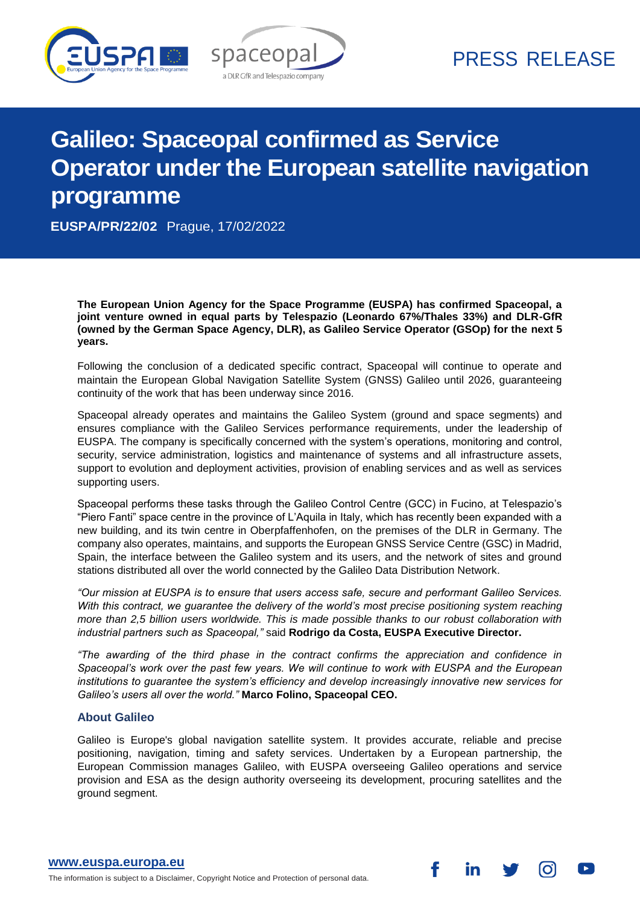PRESS RELEASE

# Galileo: Spaceopal confirmed as Service Operator under the European satellite navigation programme

**EUSPA/PR/22/02** Prague, 17/02/2022

**The European Union Agency for the Space Programme (EUSPA) has confirmed Spaceopal, a joint venture owned in equal parts by Telespazio (Leonardo 67%/Thales 33%) and DLR-GfR (owned by the German Space Agency, DLR), as Galileo Service Operator (GSOp) for the next 5 years.**

Following the conclusion of a dedicated specific contract, Spaceopal will continue to operate and maintain the European Global Navigation Satellite System (GNSS) Galileo until 2026, guaranteeing continuity of the work that has been underway since 2016.

Spaceopal already operates and maintains the Galileo System (ground and space segments) and ensures compliance with the Galileo Services performance requirements, under the leadership of EUSPA. The company is specifically concerned with the system's operations, monitoring and control, security, service administration, logistics and maintenance of systems and all infrastructure assets, support to evolution and deployment activities, provision of enabling services and as well as services supporting users.

Spaceopal performs these tasks through the Galileo Control Centre (GCC) in Fucino, at Telespazio's "Piero Fanti" space centre in the province of L'Aquila in Italy, which has recently been expanded with a new building, and its twin centre in Oberpfaffenhofen, on the premises of the DLR in Germany. The company also operates, maintains, and supports the European GNSS Service Centre (GSC) in Madrid, Spain, the interface between the Galileo system and its users, and the network of sites and ground stations distributed all over the world connected by the Galileo Data Distribution Network.

*"Our mission at EUSPA is to ensure that users access safe, secure and performant Galileo Services. With this contract, we guarantee the delivery of the world's most precise positioning system reaching more than 2,5 billion users worldwide. This is made possible thanks to our robust collaboration with industrial partners such as Spaceopal,"* said **Rodrigo da Costa, EUSPA Executive Director.**

*"The awarding of the third phase in the contract confirms the appreciation and confidence in Spaceopal's work over the past few years. We will continue to work with EUSPA and the European institutions to guarantee the system's efficiency and develop increasingly innovative new services for Galileo's users all over the world."* **Marco Folino, Spaceopal CEO.**

### About Galileo

Galileo is Europe's global navigation satellite system. It provides accurate, reliable and precise positioning, navigation, timing and safety services. Undertaken by a European partnership, the European Commission manages Galileo, with EUSPA overseeing Galileo operations and service provision and ESA as the design authority overseeing its development, procuring satellites and the ground segment.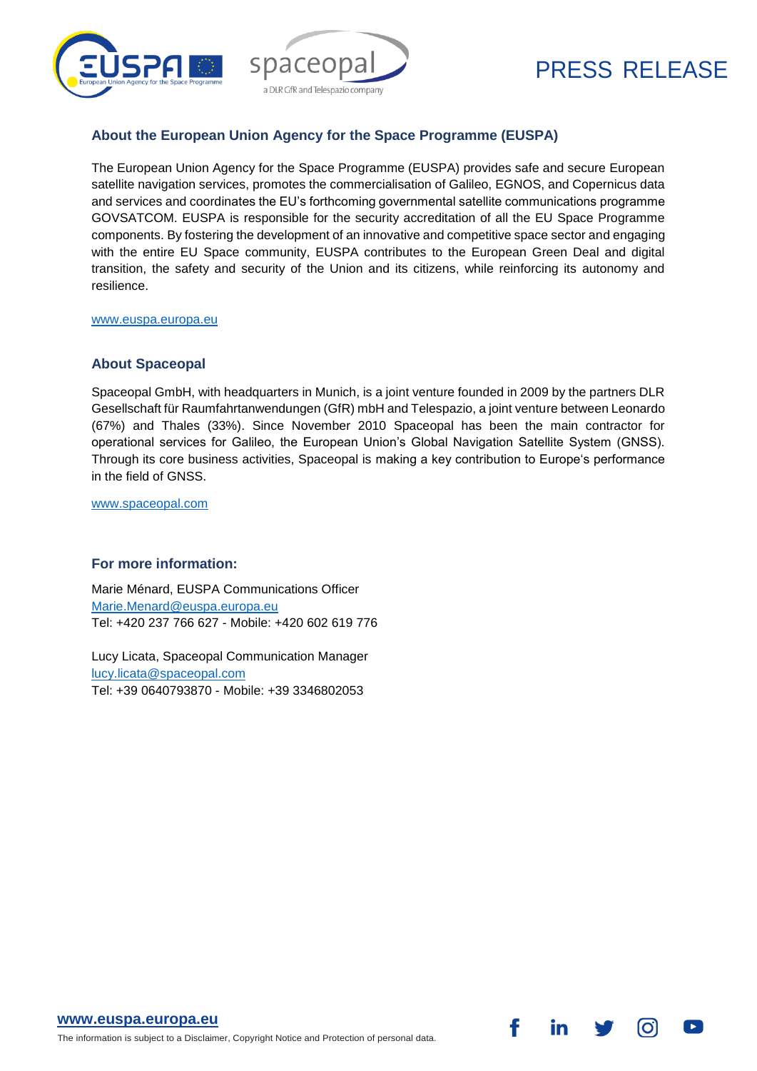PRESS RELEASE

### About the European Union Agency for the Space Programme (EUSPA)

The European Union Agency for the Space Programme (EUSPA) provides safe and secure European satellite navigation services, promotes the commercialisation of Galileo, EGNOS, and Copernicus data and services and coordinates the EU's forthcoming governmental satellite communications programme GOVSATCOM. EUSPA is responsible for the security accreditation of all the EU Space Programme components. By fostering the development of an innovative and competitive space sector and engaging with the entire EU Space community, EUSPA contributes to the European Green Deal and digital transition, the safety and security of the Union and its citizens, while reinforcing its autonomy and resilience.

www.euspa.europa.eu

### About Spaceopal

Spaceopal GmbH, with headquarters in Munich, is a joint venture founded in 2009 by the partners DLR Gesellschaft für Raumfahrtanwendungen (GfR) mbH and Telespazio, a joint venture between Leonardo (67%) and Thales (33%). Since November 2010 Spaceopal has been the main contractor for operational services for Galileo, the European Union's Global Navigation Satellite System (GNSS). Through its core business activities, Spaceopal is making a key contribution to Europe's performance in the field of GNSS.

www.spaceopal.com

### For more information:

Marie Ménard, EUSPA Communications Officer
Marie.Menard@euspa.europa.eu
Tel: +420 237 766 627 - Mobile: +420 602 619 776

Lucy Licata, Spaceopal Communication Manager
lucy.licata@spaceopal.com
Tel: +39 0640793870 - Mobile: +39 3346802053

**www.euspa.europa.eu**

The information is subject to a Disclaimer, Copyright Notice and Protection of personal data.